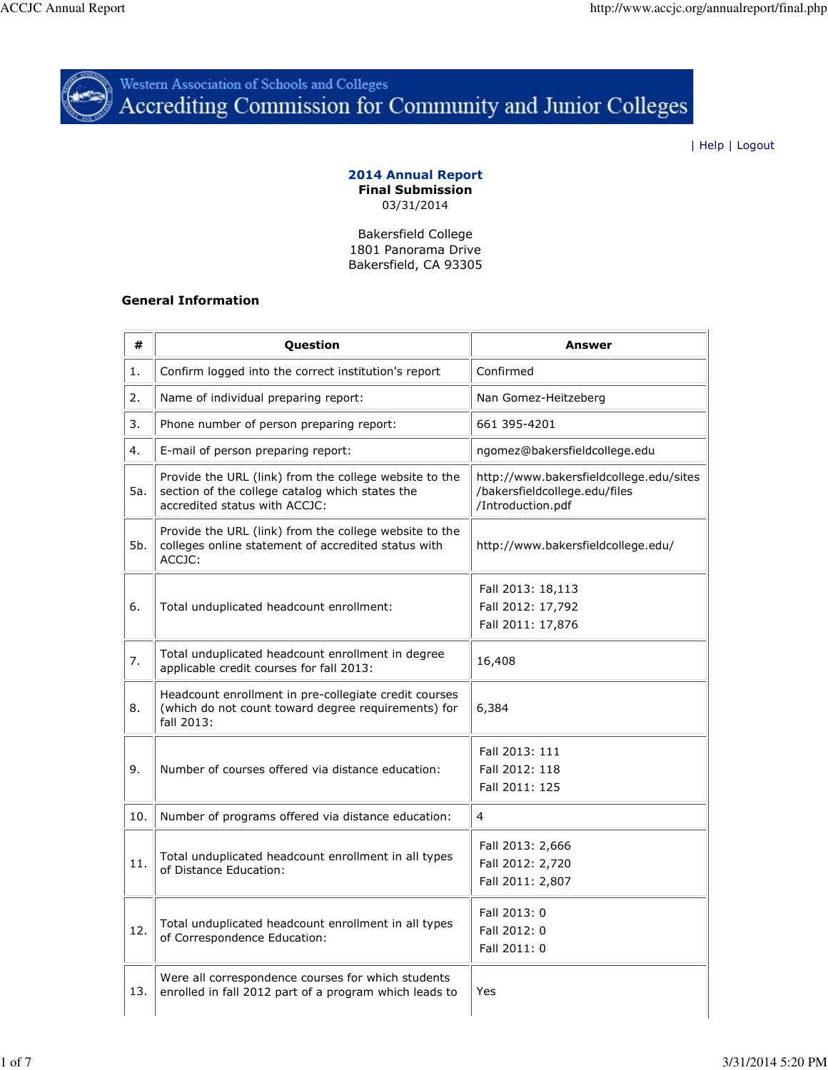Western Association of Schools and Colleges

Accrediting Commission for Community and Junior Colleges

| Help | Logout

**2014 Annual Report**

**Final Submission**

03/31/2014

Bakersfield College
1801 Panorama Drive
Bakersfield, CA 93305

**General Information**

| # | Question | Answer |
|---|---|---|
| 1. | Confirm logged into the correct institution's report | Confirmed |
| 2. | Name of individual preparing report: | Nan Gomez-Heitzeberg |
| 3. | Phone number of person preparing report: | 661 395-4201 |
| 4. | E-mail of person preparing report: | ngomez@bakersfieldcollege.edu |
| 5a. | Provide the URL (link) from the college website to the section of the college catalog which states the accredited status with ACCJC: | http://www.bakersfieldcollege.edu/sites/bakersfieldcollege.edu/files/Introduction.pdf |
| 5b. | Provide the URL (link) from the college website to the colleges online statement of accredited status with ACCJC: | http://www.bakersfieldcollege.edu/ |
| 6. | Total unduplicated headcount enrollment: | Fall 2013: 18,113<br>Fall 2012: 17,792<br>Fall 2011: 17,876 |
| 7. | Total unduplicated headcount enrollment in degree applicable credit courses for fall 2013: | 16,408 |
| 8. | Headcount enrollment in pre-collegiate credit courses (which do not count toward degree requirements) for fall 2013: | 6,384 |
| 9. | Number of courses offered via distance education: | Fall 2013: 111<br>Fall 2012: 118<br>Fall 2011: 125 |
| 10. | Number of programs offered via distance education: | 4 |
| 11. | Total unduplicated headcount enrollment in all types of Distance Education: | Fall 2013: 2,666<br>Fall 2012: 2,720<br>Fall 2011: 2,807 |
| 12. | Total unduplicated headcount enrollment in all types of Correspondence Education: | Fall 2013: 0<br>Fall 2012: 0<br>Fall 2011: 0 |
| 13. | Were all correspondence courses for which students enrolled in fall 2012 part of a program which leads to | Yes |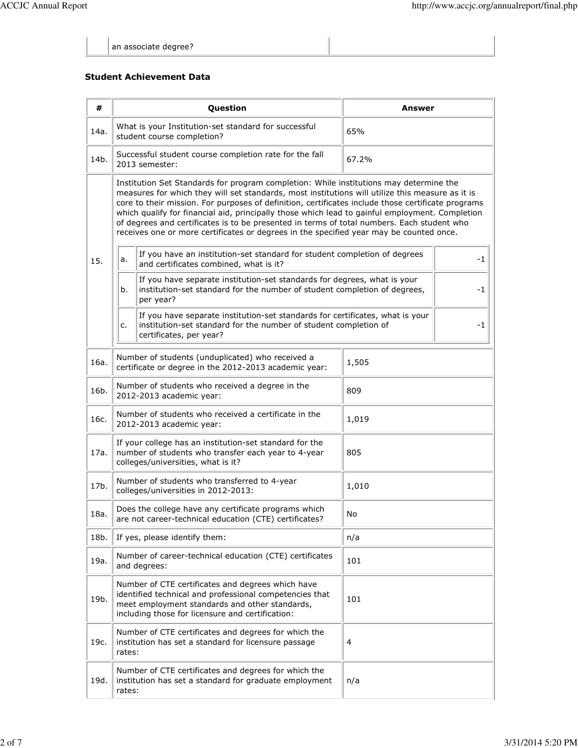| | an associate degree? | |
|---|---|---|

### Student Achievement Data

| # | Question | Answer |
|---|---|---|
| 14a. | What is your Institution-set standard for successful student course completion? | 65% |
| 14b. | Successful student course completion rate for the fall 2013 semester: | 67.2% |
| 15. | Institution Set Standards for program completion: While institutions may determine the measures for which they will set standards, most institutions will utilize this measure as it is core to their mission. For purposes of definition, certificates include those certificate programs which qualify for financial aid, principally those which lead to gainful employment. Completion of degrees and certificates is to be presented in terms of total numbers. Each student who receives one or more certificates or degrees in the specified year may be counted once. | |
| | a. If you have an institution-set standard for student completion of degrees and certificates combined, what is it? | -1 |
| | b. If you have separate institution-set standards for degrees, what is your institution-set standard for the number of student completion of degrees, per year? | -1 |
| | c. If you have separate institution-set standards for certificates, what is your institution-set standard for the number of student completion of certificates, per year? | -1 |
| 16a. | Number of students (unduplicated) who received a certificate or degree in the 2012-2013 academic year: | 1,505 |
| 16b. | Number of students who received a degree in the 2012-2013 academic year: | 809 |
| 16c. | Number of students who received a certificate in the 2012-2013 academic year: | 1,019 |
| 17a. | If your college has an institution-set standard for the number of students who transfer each year to 4-year colleges/universities, what is it? | 805 |
| 17b. | Number of students who transferred to 4-year colleges/universities in 2012-2013: | 1,010 |
| 18a. | Does the college have any certificate programs which are not career-technical education (CTE) certificates? | No |
| 18b. | If yes, please identify them: | n/a |
| 19a. | Number of career-technical education (CTE) certificates and degrees: | 101 |
| 19b. | Number of CTE certificates and degrees which have identified technical and professional competencies that meet employment standards and other standards, including those for licensure and certification: | 101 |
| 19c. | Number of CTE certificates and degrees for which the institution has set a standard for licensure passage rates: | 4 |
| 19d. | Number of CTE certificates and degrees for which the institution has set a standard for graduate employment rates: | n/a |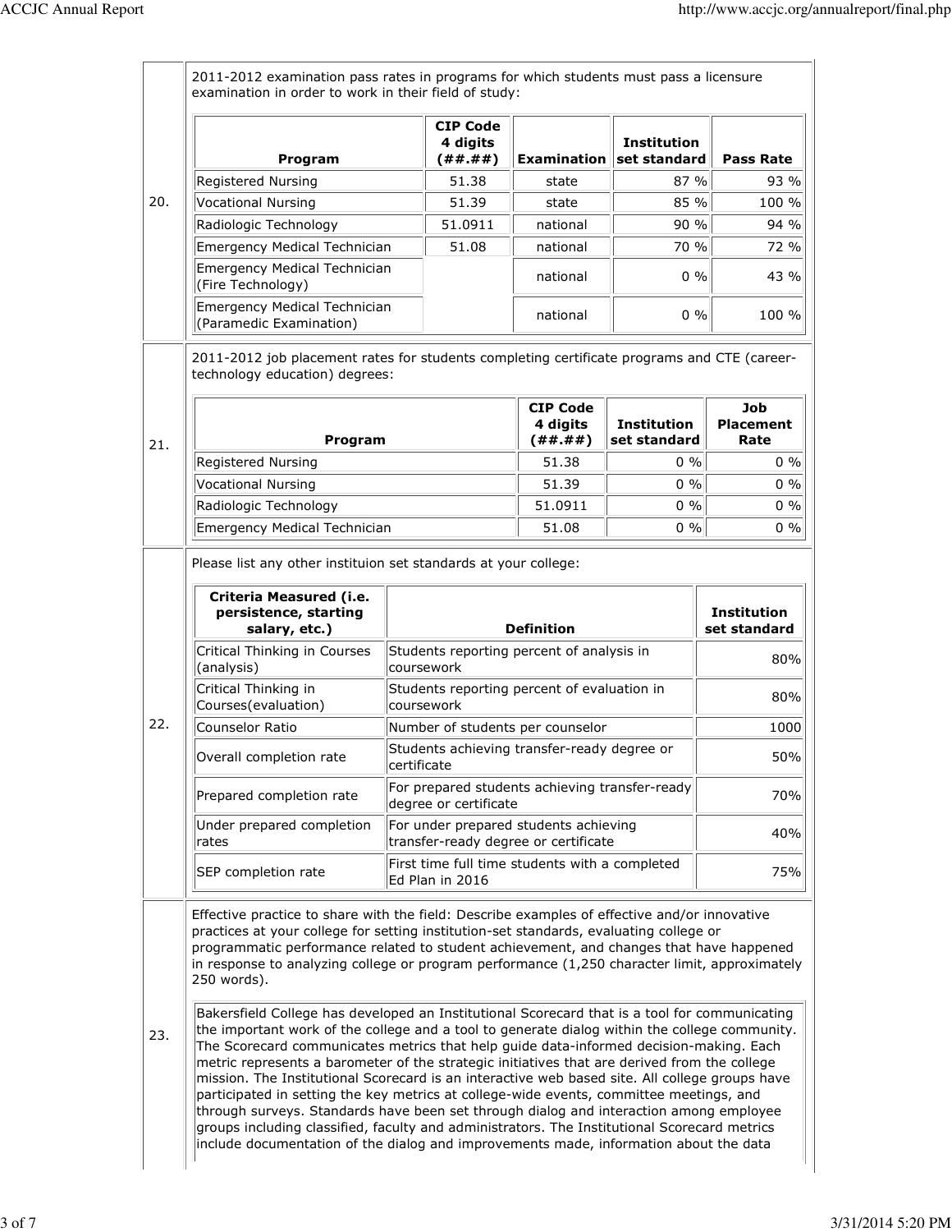20. 2011-2012 examination pass rates in programs for which students must pass a licensure examination in order to work in their field of study:

| Program | CIP Code 4 digits (##.##) | Examination | Institution set standard | Pass Rate |
|---|---|---|---|---|
| Registered Nursing | 51.38 | state | 87 % | 93 % |
| Vocational Nursing | 51.39 | state | 85 % | 100 % |
| Radiologic Technology | 51.0911 | national | 90 % | 94 % |
| Emergency Medical Technician | 51.08 | national | 70 % | 72 % |
| Emergency Medical Technician (Fire Technology) | | national | 0 % | 43 % |
| Emergency Medical Technician (Paramedic Examination) | | national | 0 % | 100 % |

21. 2011-2012 job placement rates for students completing certificate programs and CTE (career-technology education) degrees:

| Program | CIP Code 4 digits (##.##) | Institution set standard | Job Placement Rate |
|---|---|---|---|
| Registered Nursing | 51.38 | 0 % | 0 % |
| Vocational Nursing | 51.39 | 0 % | 0 % |
| Radiologic Technology | 51.0911 | 0 % | 0 % |
| Emergency Medical Technician | 51.08 | 0 % | 0 % |

22. Please list any other instituion set standards at your college:

| Criteria Measured (i.e. persistence, starting salary, etc.) | Definition | Institution set standard |
|---|---|---|
| Critical Thinking in Courses (analysis) | Students reporting percent of analysis in coursework | 80% |
| Critical Thinking in Courses(evaluation) | Students reporting percent of evaluation in coursework | 80% |
| Counselor Ratio | Number of students per counselor | 1000 |
| Overall completion rate | Students achieving transfer-ready degree or certificate | 50% |
| Prepared completion rate | For prepared students achieving transfer-ready degree or certificate | 70% |
| Under prepared completion rates | For under prepared students achieving transfer-ready degree or certificate | 40% |
| SEP completion rate | First time full time students with a completed Ed Plan in 2016 | 75% |

23. Effective practice to share with the field: Describe examples of effective and/or innovative practices at your college for setting institution-set standards, evaluating college or programmatic performance related to student achievement, and changes that have happened in response to analyzing college or program performance (1,250 character limit, approximately 250 words).

Bakersfield College has developed an Institutional Scorecard that is a tool for communicating the important work of the college and a tool to generate dialog within the college community. The Scorecard communicates metrics that help guide data-informed decision-making. Each metric represents a barometer of the strategic initiatives that are derived from the college mission. The Institutional Scorecard is an interactive web based site. All college groups have participated in setting the key metrics at college-wide events, committee meetings, and through surveys. Standards have been set through dialog and interaction among employee groups including classified, faculty and administrators. The Institutional Scorecard metrics include documentation of the dialog and improvements made, information about the data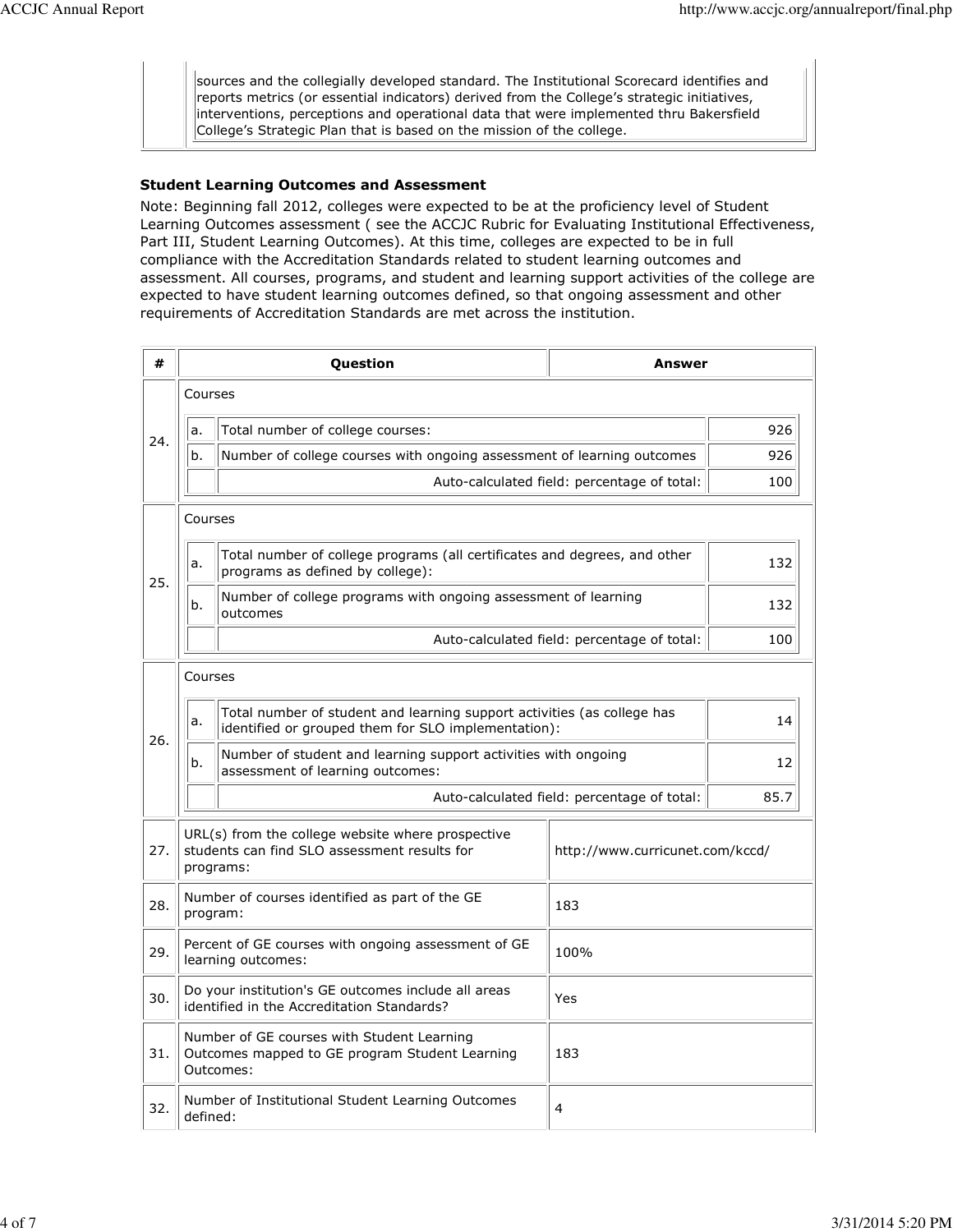sources and the collegially developed standard. The Institutional Scorecard identifies and reports metrics (or essential indicators) derived from the College's strategic initiatives, interventions, perceptions and operational data that were implemented thru Bakersfield College's Strategic Plan that is based on the mission of the college.

### Student Learning Outcomes and Assessment

Note: Beginning fall 2012, colleges were expected to be at the proficiency level of Student Learning Outcomes assessment ( see the ACCJC Rubric for Evaluating Institutional Effectiveness, Part III, Student Learning Outcomes). At this time, colleges are expected to be in full compliance with the Accreditation Standards related to student learning outcomes and assessment. All courses, programs, and student and learning support activities of the college are expected to have student learning outcomes defined, so that ongoing assessment and other requirements of Accreditation Standards are met across the institution.

| # | Question | | Answer |
|---|---|---|---|
| 24. | Courses | | |
| | a. | Total number of college courses: | 926 |
| | b. | Number of college courses with ongoing assessment of learning outcomes | 926 |
| | | Auto-calculated field: percentage of total: | 100 |
| 25. | Courses | | |
| | a. | Total number of college programs (all certificates and degrees, and other programs as defined by college): | 132 |
| | b. | Number of college programs with ongoing assessment of learning outcomes | 132 |
| | | Auto-calculated field: percentage of total: | 100 |
| 26. | Courses | | |
| | a. | Total number of student and learning support activities (as college has identified or grouped them for SLO implementation): | 14 |
| | b. | Number of student and learning support activities with ongoing assessment of learning outcomes: | 12 |
| | | Auto-calculated field: percentage of total: | 85.7 |
| 27. | URL(s) from the college website where prospective students can find SLO assessment results for programs: | | http://www.curricunet.com/kccd/ |
| 28. | Number of courses identified as part of the GE program: | | 183 |
| 29. | Percent of GE courses with ongoing assessment of GE learning outcomes: | | 100% |
| 30. | Do your institution's GE outcomes include all areas identified in the Accreditation Standards? | | Yes |
| 31. | Number of GE courses with Student Learning Outcomes mapped to GE program Student Learning Outcomes: | | 183 |
| 32. | Number of Institutional Student Learning Outcomes defined: | | 4 |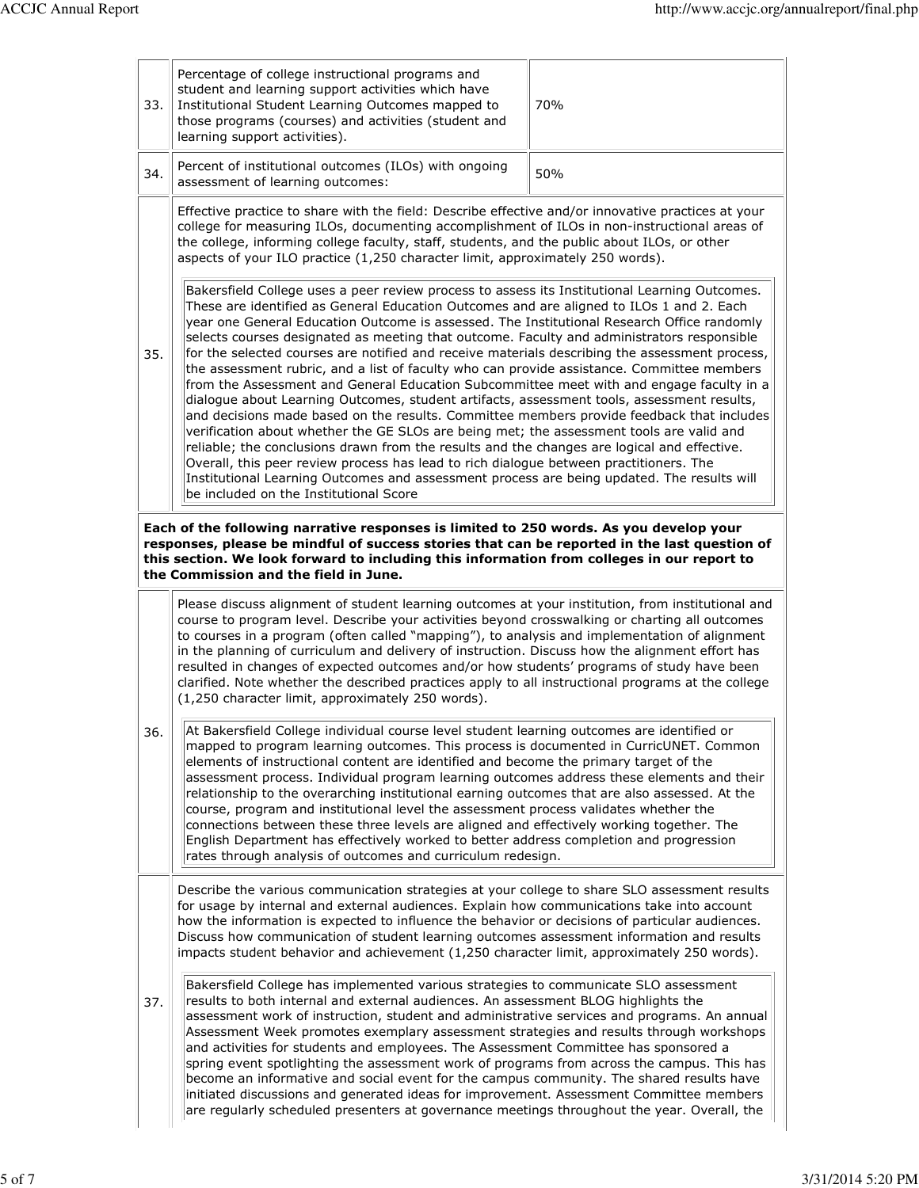| | | |
|---|---|---|
| 33. | Percentage of college instructional programs and student and learning support activities which have Institutional Student Learning Outcomes mapped to those programs (courses) and activities (student and learning support activities). | 70% |
| 34. | Percent of institutional outcomes (ILOs) with ongoing assessment of learning outcomes: | 50% |
| 35. | Effective practice to share with the field: Describe effective and/or innovative practices at your college for measuring ILOs, documenting accomplishment of ILOs in non-instructional areas of the college, informing college faculty, staff, students, and the public about ILOs, or other aspects of your ILO practice (1,250 character limit, approximately 250 words).<br><br>Bakersfield College uses a peer review process to assess its Institutional Learning Outcomes. These are identified as General Education Outcomes and are aligned to ILOs 1 and 2. Each year one General Education Outcome is assessed. The Institutional Research Office randomly selects courses designated as meeting that outcome. Faculty and administrators responsible for the selected courses are notified and receive materials describing the assessment process, the assessment rubric, and a list of faculty who can provide assistance. Committee members from the Assessment and General Education Subcommittee meet with and engage faculty in a dialogue about Learning Outcomes, student artifacts, assessment tools, assessment results, and decisions made based on the results. Committee members provide feedback that includes verification about whether the GE SLOs are being met; the assessment tools are valid and reliable; the conclusions drawn from the results and the changes are logical and effective. Overall, this peer review process has lead to rich dialogue between practitioners. The Institutional Learning Outcomes and assessment process are being updated. The results will be included on the Institutional Score | |

**Each of the following narrative responses is limited to 250 words. As you develop your responses, please be mindful of success stories that can be reported in the last question of this section. We look forward to including this information from colleges in our report to the Commission and the field in June.**

| | |
|---|---|
| 36. | Please discuss alignment of student learning outcomes at your institution, from institutional and course to program level. Describe your activities beyond crosswalking or charting all outcomes to courses in a program (often called "mapping"), to analysis and implementation of alignment in the planning of curriculum and delivery of instruction. Discuss how the alignment effort has resulted in changes of expected outcomes and/or how students' programs of study have been clarified. Note whether the described practices apply to all instructional programs at the college (1,250 character limit, approximately 250 words).<br><br>At Bakersfield College individual course level student learning outcomes are identified or mapped to program learning outcomes. This process is documented in CurricUNET. Common elements of instructional content are identified and become the primary target of the assessment process. Individual program learning outcomes address these elements and their relationship to the overarching institutional earning outcomes that are also assessed. At the course, program and institutional level the assessment process validates whether the connections between these three levels are aligned and effectively working together. The English Department has effectively worked to better address completion and progression rates through analysis of outcomes and curriculum redesign. |
| 37. | Describe the various communication strategies at your college to share SLO assessment results for usage by internal and external audiences. Explain how communications take into account how the information is expected to influence the behavior or decisions of particular audiences. Discuss how communication of student learning outcomes assessment information and results impacts student behavior and achievement (1,250 character limit, approximately 250 words).<br><br>Bakersfield College has implemented various strategies to communicate SLO assessment results to both internal and external audiences. An assessment BLOG highlights the assessment work of instruction, student and administrative services and programs. An annual Assessment Week promotes exemplary assessment strategies and results through workshops and activities for students and employees. The Assessment Committee has sponsored a spring event spotlighting the assessment work of programs from across the campus. This has become an informative and social event for the campus community. The shared results have initiated discussions and generated ideas for improvement. Assessment Committee members are regularly scheduled presenters at governance meetings throughout the year. Overall, the |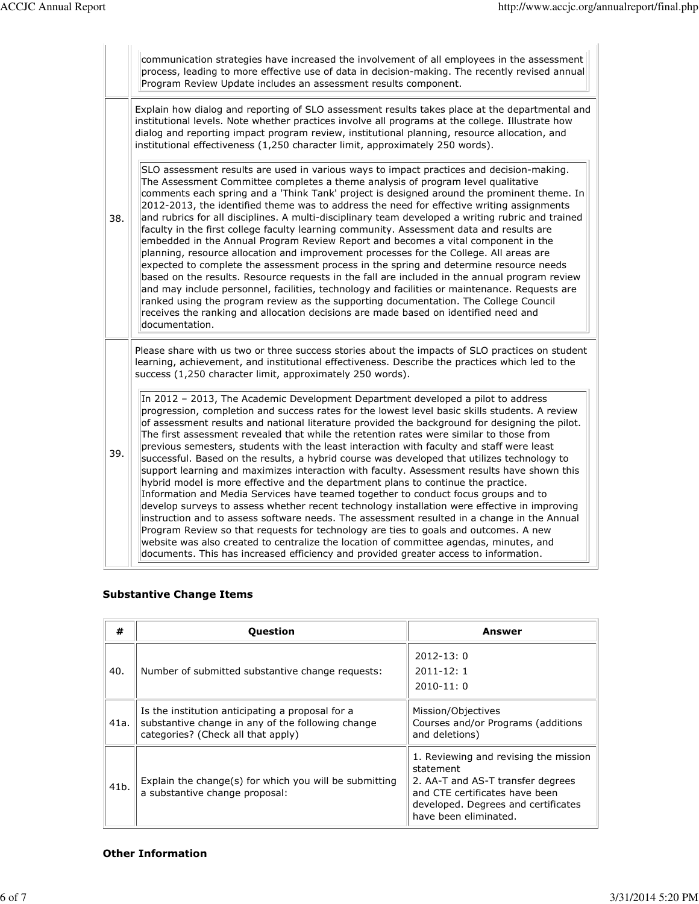| | |
|---|---|
| | communication strategies have increased the involvement of all employees in the assessment process, leading to more effective use of data in decision-making. The recently revised annual Program Review Update includes an assessment results component. |
| 38. | Explain how dialog and reporting of SLO assessment results takes place at the departmental and institutional levels. Note whether practices involve all programs at the college. Illustrate how dialog and reporting impact program review, institutional planning, resource allocation, and institutional effectiveness (1,250 character limit, approximately 250 words).<br><br>SLO assessment results are used in various ways to impact practices and decision-making. The Assessment Committee completes a theme analysis of program level qualitative comments each spring and a 'Think Tank' project is designed around the prominent theme. In 2012-2013, the identified theme was to address the need for effective writing assignments and rubrics for all disciplines. A multi-disciplinary team developed a writing rubric and trained faculty in the first college faculty learning community. Assessment data and results are embedded in the Annual Program Review Report and becomes a vital component in the planning, resource allocation and improvement processes for the College. All areas are expected to complete the assessment process in the spring and determine resource needs based on the results. Resource requests in the fall are included in the annual program review and may include personnel, facilities, technology and facilities or maintenance. Requests are ranked using the program review as the supporting documentation. The College Council receives the ranking and allocation decisions are made based on identified need and documentation. |
| 39. | Please share with us two or three success stories about the impacts of SLO practices on student learning, achievement, and institutional effectiveness. Describe the practices which led to the success (1,250 character limit, approximately 250 words).<br><br>In 2012 – 2013, The Academic Development Department developed a pilot to address progression, completion and success rates for the lowest level basic skills students. A review of assessment results and national literature provided the background for designing the pilot. The first assessment revealed that while the retention rates were similar to those from previous semesters, students with the least interaction with faculty and staff were least successful. Based on the results, a hybrid course was developed that utilizes technology to support learning and maximizes interaction with faculty. Assessment results have shown this hybrid model is more effective and the department plans to continue the practice. Information and Media Services have teamed together to conduct focus groups and to develop surveys to assess whether recent technology installation were effective in improving instruction and to assess software needs. The assessment resulted in a change in the Annual Program Review so that requests for technology are ties to goals and outcomes. A new website was also created to centralize the location of committee agendas, minutes, and documents. This has increased efficiency and provided greater access to information. |

**Substantive Change Items**

| # | Question | Answer |
|---|---|---|
| 40. | Number of submitted substantive change requests: | 2012-13: 0<br>2011-12: 1<br>2010-11: 0 |
| 41a. | Is the institution anticipating a proposal for a substantive change in any of the following change categories? (Check all that apply) | Mission/Objectives<br>Courses and/or Programs (additions and deletions) |
| 41b. | Explain the change(s) for which you will be submitting a substantive change proposal: | 1. Reviewing and revising the mission statement<br>2. AA-T and AS-T transfer degrees and CTE certificates have been developed. Degrees and certificates have been eliminated. |

**Other Information**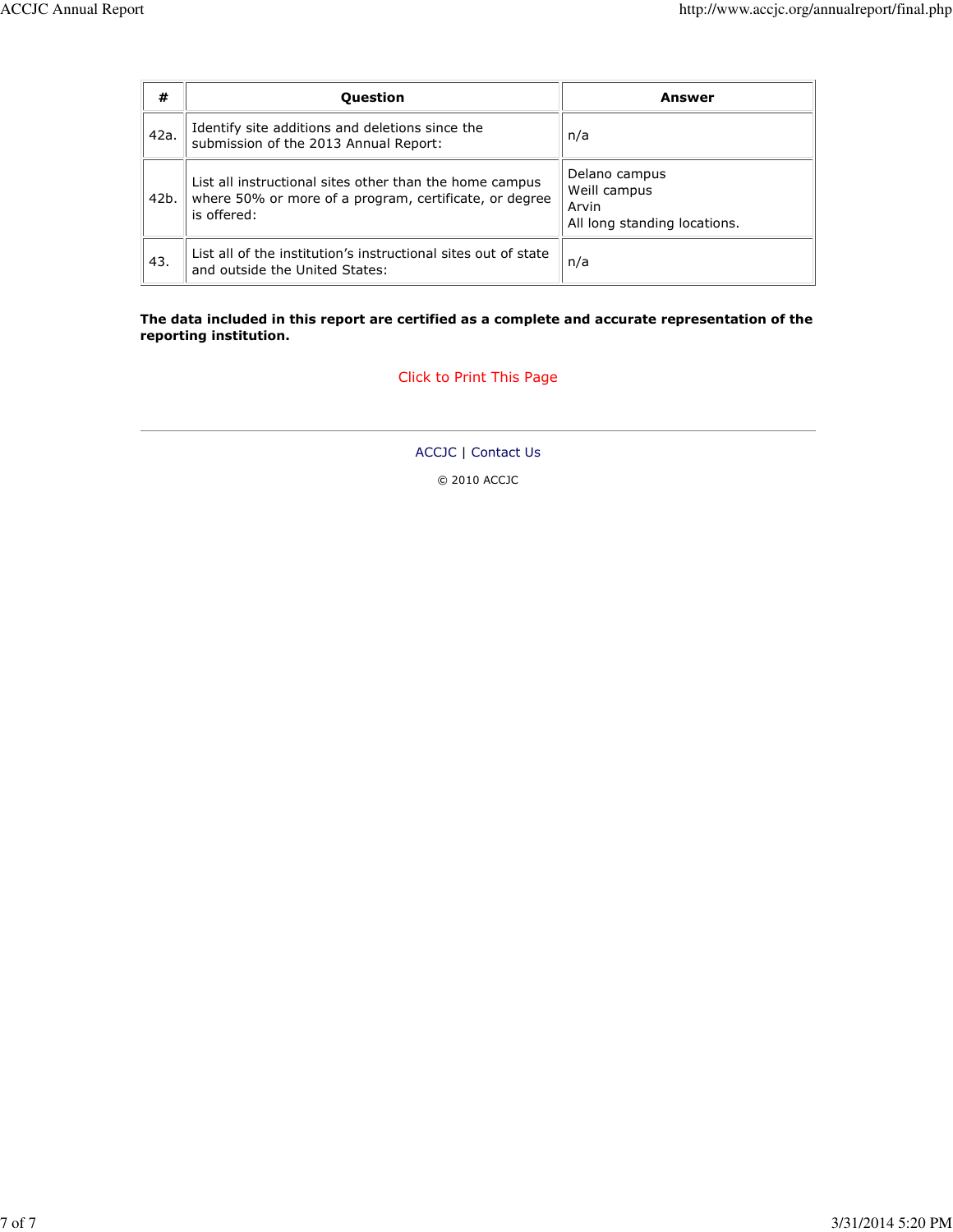| # | Question | Answer |
|---|---|---|
| 42a. | Identify site additions and deletions since the submission of the 2013 Annual Report: | n/a |
| 42b. | List all instructional sites other than the home campus where 50% or more of a program, certificate, or degree is offered: | Delano campus<br>Weill campus<br>Arvin<br>All long standing locations. |
| 43. | List all of the institution's instructional sites out of state and outside the United States: | n/a |

**The data included in this report are certified as a complete and accurate representation of the reporting institution.**

Click to Print This Page

---

ACCJC | Contact Us

© 2010 ACCJC